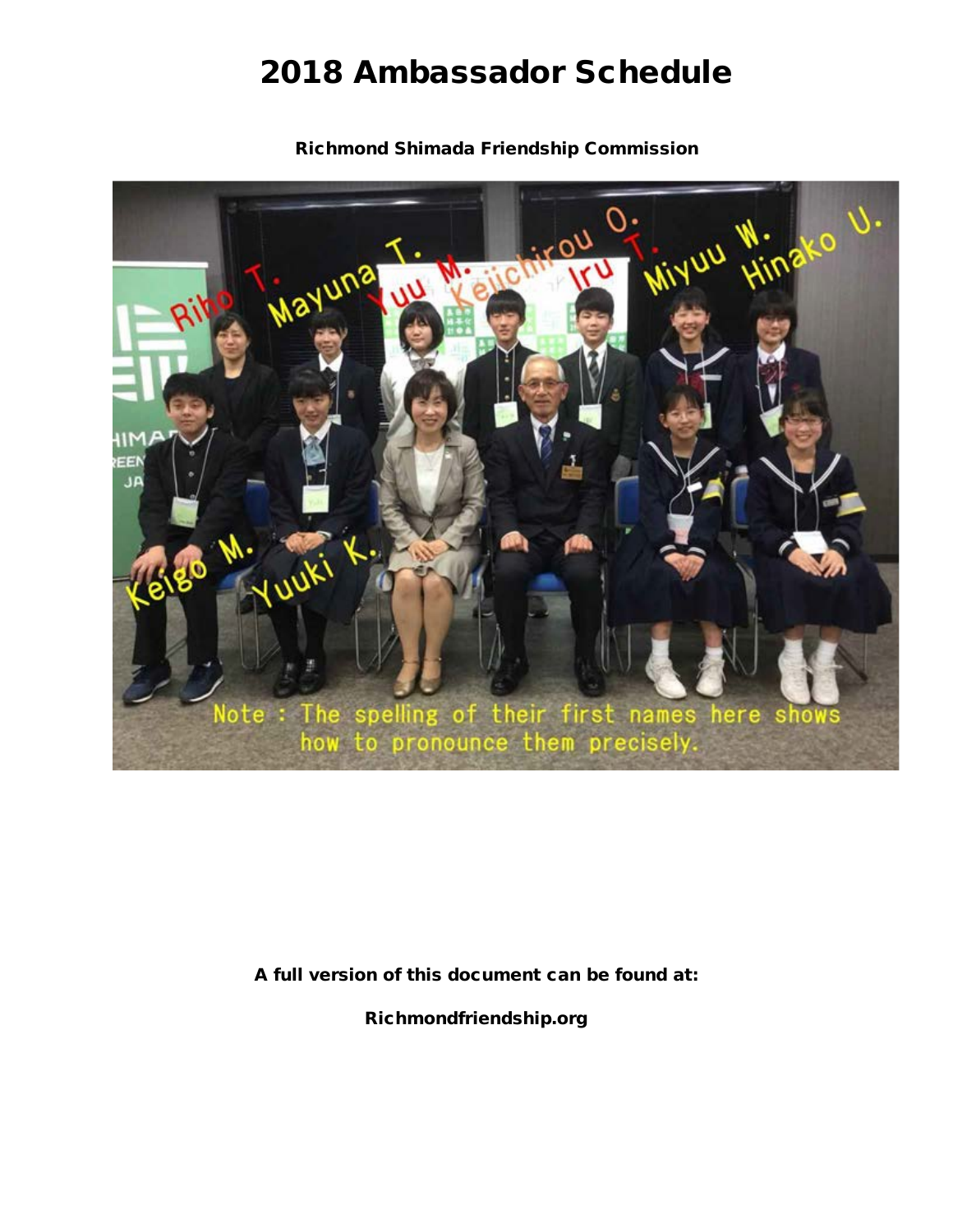# 2018 Ambassador Schedule

**Richmond Shimada Friendship Commission**

**A full version of this document can be found at:**

**Richmondfriendship.org**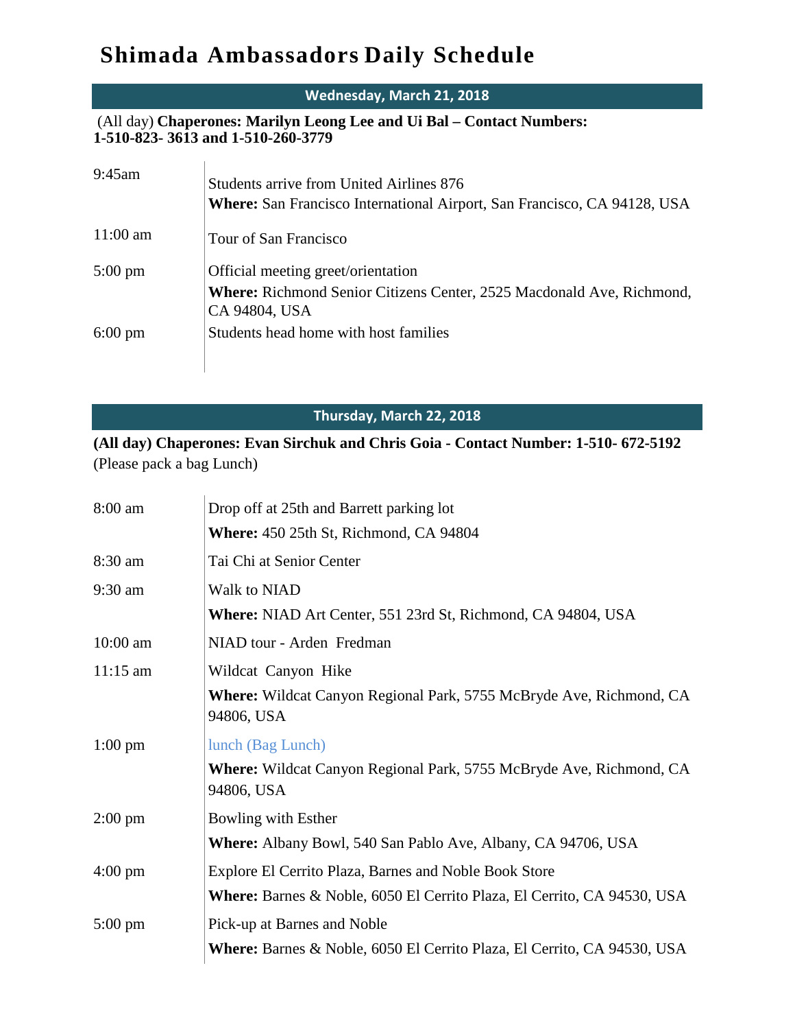# Shimada Ambassadors Daily Schedule

## Wednesday, March 21, 2018

(All day) **Chaperones: Marilyn Leong Lee and Ui Bal – Contact Numbers: 1-510-823- 3613 and 1-510-260-3779**

| | |
|---|---|
| 9:45am | Students arrive from United Airlines 876<br>**Where:** San Francisco International Airport, San Francisco, CA 94128, USA |
| 11:00 am | Tour of San Francisco |
| 5:00 pm | Official meeting greet/orientation<br>**Where:** Richmond Senior Citizens Center, 2525 Macdonald Ave, Richmond, CA 94804, USA |
| 6:00 pm | Students head home with host families |

## Thursday, March 22, 2018

**(All day) Chaperones: Evan Sirchuk and Chris Goia - Contact Number: 1-510- 672-5192**
(Please pack a bag Lunch)

| | |
|---|---|
| 8:00 am | Drop off at 25th and Barrett parking lot<br>**Where:** 450 25th St, Richmond, CA 94804 |
| 8:30 am | Tai Chi at Senior Center |
| 9:30 am | Walk to NIAD<br>**Where:** NIAD Art Center, 551 23rd St, Richmond, CA 94804, USA |
| 10:00 am | NIAD tour - Arden Fredman |
| 11:15 am | Wildcat Canyon Hike<br>**Where:** Wildcat Canyon Regional Park, 5755 McBryde Ave, Richmond, CA 94806, USA |
| 1:00 pm | lunch (Bag Lunch)<br>**Where:** Wildcat Canyon Regional Park, 5755 McBryde Ave, Richmond, CA 94806, USA |
| 2:00 pm | Bowling with Esther<br>**Where:** Albany Bowl, 540 San Pablo Ave, Albany, CA 94706, USA |
| 4:00 pm | Explore El Cerrito Plaza, Barnes and Noble Book Store<br>**Where:** Barnes & Noble, 6050 El Cerrito Plaza, El Cerrito, CA 94530, USA |
| 5:00 pm | Pick-up at Barnes and Noble<br>**Where:** Barnes & Noble, 6050 El Cerrito Plaza, El Cerrito, CA 94530, USA |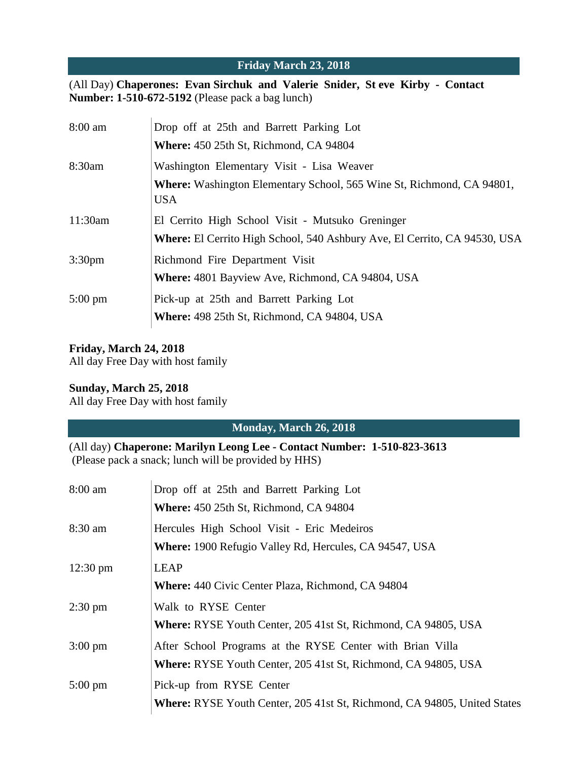## Friday March 23, 2018

(All Day) **Chaperones: Evan Sirchuk and Valerie Snider, St eve Kirby - Contact Number: 1-510-672-5192** (Please pack a bag lunch)

| | |
|---|---|
| 8:00 am | Drop off at 25th and Barrett Parking Lot<br>**Where:** 450 25th St, Richmond, CA 94804 |
| 8:30am | Washington Elementary Visit - Lisa Weaver<br>**Where:** Washington Elementary School, 565 Wine St, Richmond, CA 94801, USA |
| 11:30am | El Cerrito High School Visit - Mutsuko Greninger<br>**Where:** El Cerrito High School, 540 Ashbury Ave, El Cerrito, CA 94530, USA |
| 3:30pm | Richmond Fire Department Visit<br>**Where:** 4801 Bayview Ave, Richmond, CA 94804, USA |
| 5:00 pm | Pick-up at 25th and Barrett Parking Lot<br>**Where:** 498 25th St, Richmond, CA 94804, USA |

**Friday, March 24, 2018**
All day Free Day with host family

**Sunday, March 25, 2018**
All day Free Day with host family

## Monday, March 26, 2018

(All day) **Chaperone: Marilyn Leong Lee - Contact Number: 1-510-823-3613**
(Please pack a snack; lunch will be provided by HHS)

| | |
|---|---|
| 8:00 am | Drop off at 25th and Barrett Parking Lot<br>**Where:** 450 25th St, Richmond, CA 94804 |
| 8:30 am | Hercules High School Visit - Eric Medeiros<br>**Where:** 1900 Refugio Valley Rd, Hercules, CA 94547, USA |
| 12:30 pm | LEAP<br>**Where:** 440 Civic Center Plaza, Richmond, CA 94804 |
| 2:30 pm | Walk to RYSE Center<br>**Where:** RYSE Youth Center, 205 41st St, Richmond, CA 94805, USA |
| 3:00 pm | After School Programs at the RYSE Center with Brian Villa<br>**Where:** RYSE Youth Center, 205 41st St, Richmond, CA 94805, USA |
| 5:00 pm | Pick-up from RYSE Center<br>**Where:** RYSE Youth Center, 205 41st St, Richmond, CA 94805, United States |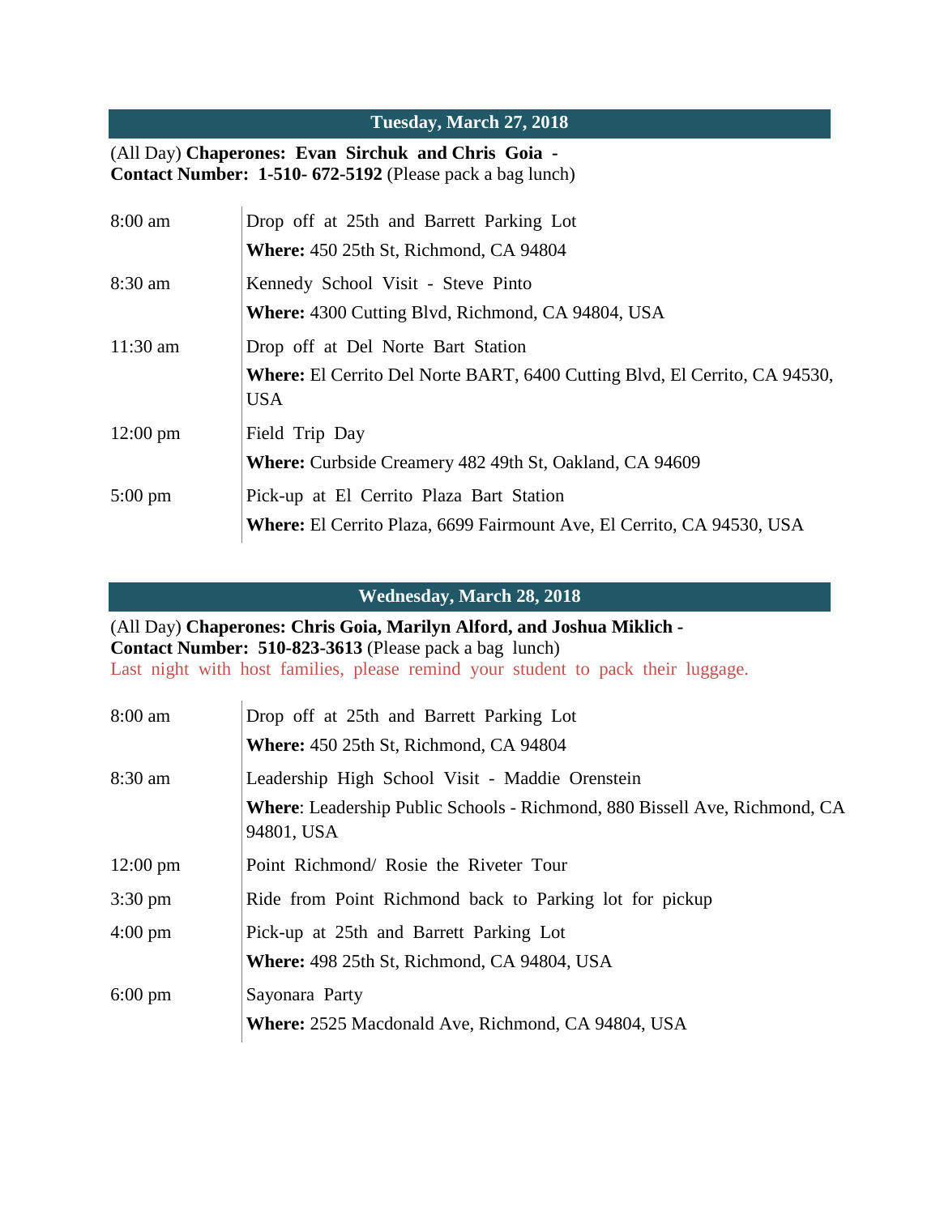## Tuesday, March 27, 2018

(All Day) **Chaperones: Evan Sirchuk and Chris Goia - Contact Number: 1-510- 672-5192** (Please pack a bag lunch)

| | |
|---|---|
| 8:00 am | Drop off at 25th and Barrett Parking Lot<br>**Where:** 450 25th St, Richmond, CA 94804 |
| 8:30 am | Kennedy School Visit - Steve Pinto<br>**Where:** 4300 Cutting Blvd, Richmond, CA 94804, USA |
| 11:30 am | Drop off at Del Norte Bart Station<br>**Where:** El Cerrito Del Norte BART, 6400 Cutting Blvd, El Cerrito, CA 94530, USA |
| 12:00 pm | Field Trip Day<br>**Where:** Curbside Creamery 482 49th St, Oakland, CA 94609 |
| 5:00 pm | Pick-up at El Cerrito Plaza Bart Station<br>**Where:** El Cerrito Plaza, 6699 Fairmount Ave, El Cerrito, CA 94530, USA |

## Wednesday, March 28, 2018

(All Day) **Chaperones: Chris Goia, Marilyn Alford, and Joshua Miklich - Contact Number: 510-823-3613** (Please pack a bag lunch)

Last night with host families, please remind your student to pack their luggage.

| | |
|---|---|
| 8:00 am | Drop off at 25th and Barrett Parking Lot<br>**Where:** 450 25th St, Richmond, CA 94804 |
| 8:30 am | Leadership High School Visit - Maddie Orenstein<br>**Where**: Leadership Public Schools - Richmond, 880 Bissell Ave, Richmond, CA 94801, USA |
| 12:00 pm | Point Richmond/ Rosie the Riveter Tour |
| 3:30 pm | Ride from Point Richmond back to Parking lot for pickup |
| 4:00 pm | Pick-up at 25th and Barrett Parking Lot<br>**Where:** 498 25th St, Richmond, CA 94804, USA |
| 6:00 pm | Sayonara Party<br>**Where:** 2525 Macdonald Ave, Richmond, CA 94804, USA |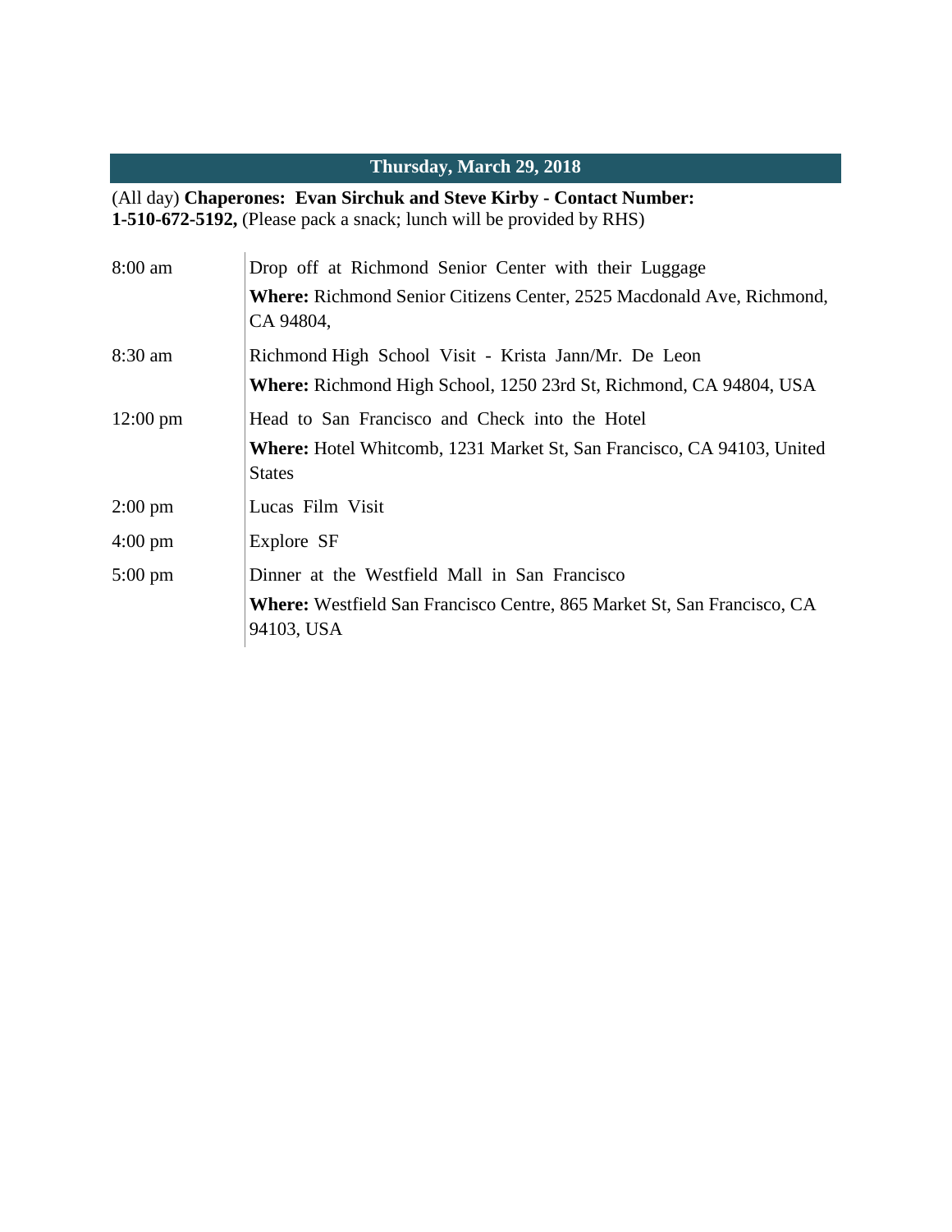## Thursday, March 29, 2018

(All day) **Chaperones: Evan Sirchuk and Steve Kirby - Contact Number: 1-510-672-5192,** (Please pack a snack; lunch will be provided by RHS)

| | |
|---|---|
| 8:00 am | Drop off at Richmond Senior Center with their Luggage<br>**Where:** Richmond Senior Citizens Center, 2525 Macdonald Ave, Richmond, CA 94804, |
| 8:30 am | Richmond High School Visit - Krista Jann/Mr. De Leon<br>**Where:** Richmond High School, 1250 23rd St, Richmond, CA 94804, USA |
| 12:00 pm | Head to San Francisco and Check into the Hotel<br>**Where:** Hotel Whitcomb, 1231 Market St, San Francisco, CA 94103, United States |
| 2:00 pm | Lucas Film Visit |
| 4:00 pm | Explore SF |
| 5:00 pm | Dinner at the Westfield Mall in San Francisco<br>**Where:** Westfield San Francisco Centre, 865 Market St, San Francisco, CA 94103, USA |